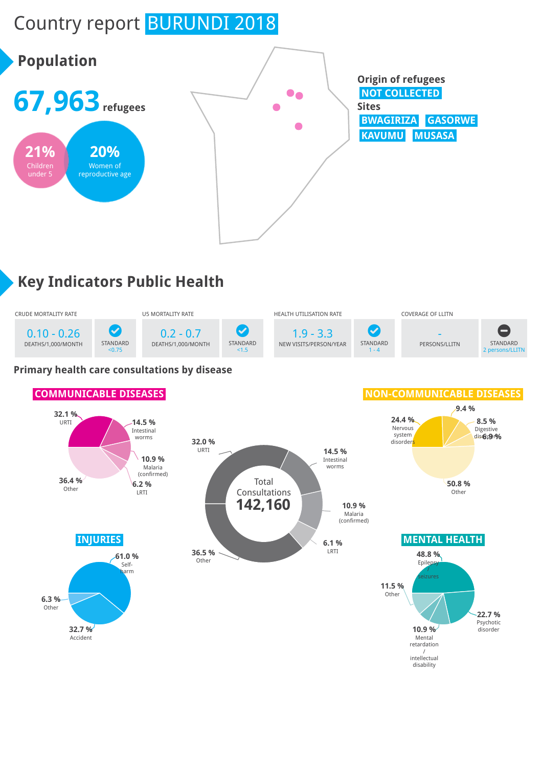# Country report BURUNDI 2018

## Population

**67,963** refugees

**21%** Children under 5

**20%** Women of reproductive age

**Origin of refugees**

NOT COLLECTED

**Sites**

BWAGIRIZA GASORWE KAVUMU MUSASA

## Key Indicators Public Health

| CRUDE MORTALITY RATE | | U5 MORTALITY RATE | | HEALTH UTILISATION RATE | | COVERAGE OF LLITN | |
|---|---|---|---|---|---|---|---|
| 0.10 - 0.26 DEATHS/1,000/MONTH | STANDARD <0.75 | 0.2 - 0.7 DEATHS/1,000/MONTH | STANDARD <1.5 | 1.9 - 3.3 NEW VISITS/PERSON/YEAR | STANDARD 1 - 4 | - PERSONS/LLITN | STANDARD 2 persons/LLITN |

### Primary health care consultations by disease

**Total Consultations 142,160**

- 32.0 % URTI
- 14.5 % Intestinal worms
- 10.9 % Malaria (confirmed)
- 6.1 % LRTI
- 36.5 % Other

**COMMUNICABLE DISEASES**

- 32.1 % URTI
- 14.5 % Intestinal worms
- 10.9 % Malaria (confirmed)
- 6.2 % LRTI
- 36.4 % Other

**NON-COMMUNICABLE DISEASES**

- 24.4 % Nervous system disorders
- 9.4 %
- 8.5 % Digestive disorders
- 6.9 %
- 50.8 % Other

**INJURIES**

- 61.0 % Self-harm
- 32.7 % Accident
- 6.3 % Other

**MENTAL HEALTH**

- 48.8 % Epilepsy / seizures
- 22.7 % Psychotic disorder
- 10.9 % Mental retardation / intellectual disability
- 11.5 % Other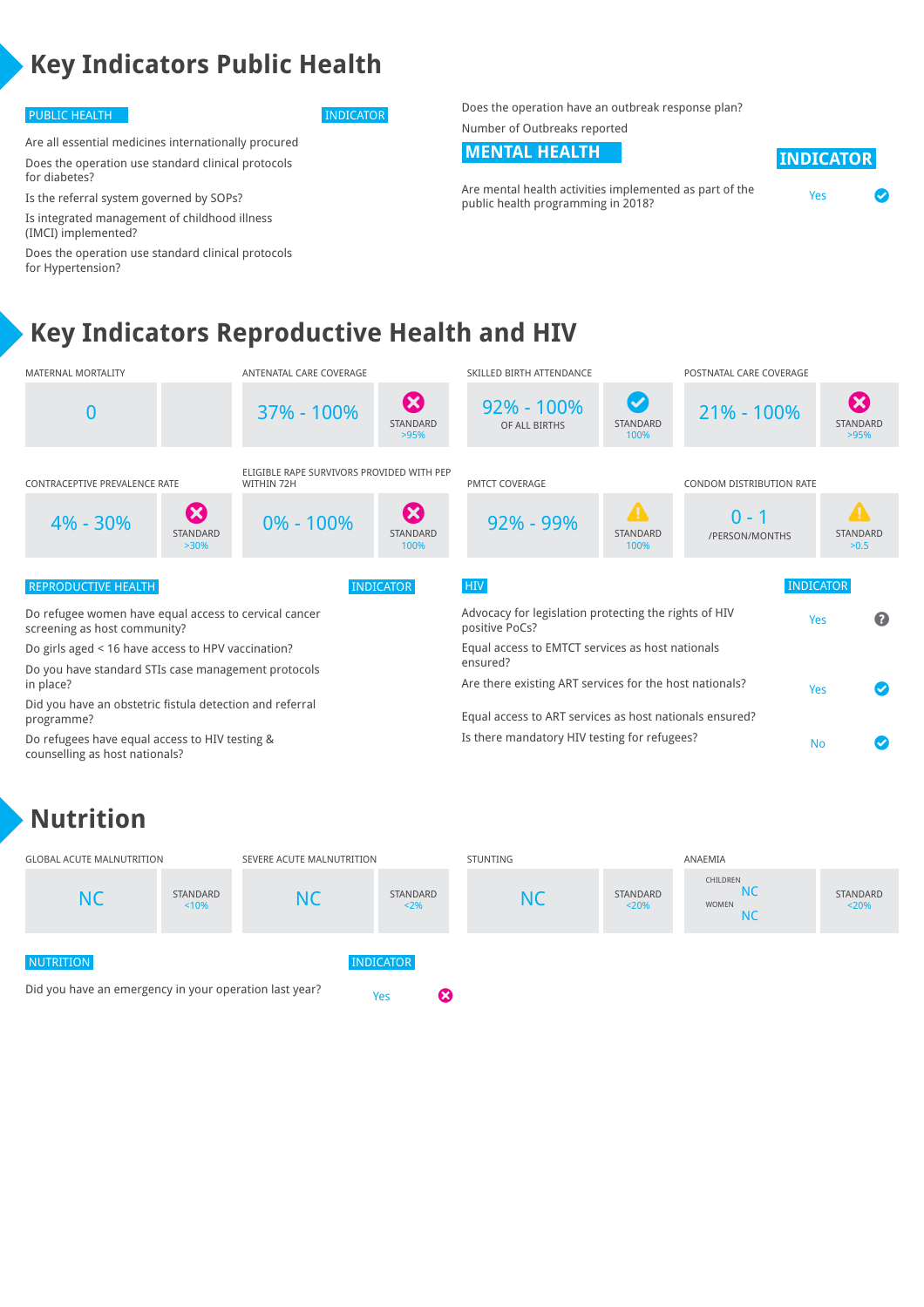# Key Indicators Public Health

| PUBLIC HEALTH | INDICATOR |
|---|---|
| Are all essential medicines internationally procured | |
| Does the operation use standard clinical protocols for diabetes? | |
| Is the referral system governed by SOPs? | |
| Is integrated management of childhood illness (IMCI) implemented? | |
| Does the operation use standard clinical protocols for Hypertension? | |
| Does the operation have an outbreak response plan? | |
| Number of Outbreaks reported | |

| MENTAL HEALTH | INDICATOR | |
|---|---|---|
| Are mental health activities implemented as part of the public health programming in 2018? | Yes | ✔ |

# Key Indicators Reproductive Health and HIV

| Indicator | Value | Standard | Status |
|---|---|---|---|
| MATERNAL MORTALITY | 0 | | |
| ANTENATAL CARE COVERAGE | 37% - 100% | >95% | ✖ |
| SKILLED BIRTH ATTENDANCE | 92% - 100% OF ALL BIRTHS | 100% | ✔ |
| POSTNATAL CARE COVERAGE | 21% - 100% | >95% | ✖ |
| CONTRACEPTIVE PREVALENCE RATE | 4% - 30% | >30% | ✖ |
| ELIGIBLE RAPE SURVIVORS PROVIDED WITH PEP WITHIN 72H | 0% - 100% | 100% | ✖ |
| PMTCT COVERAGE | 92% - 99% | 100% | ⚠ |
| CONDOM DISTRIBUTION RATE | 0 - 1 /PERSON/MONTHS | >0.5 | ⚠ |

| REPRODUCTIVE HEALTH | INDICATOR |
|---|---|
| Do refugee women have equal access to cervical cancer screening as host community? | |
| Do girls aged < 16 have access to HPV vaccination? | |
| Do you have standard STIs case management protocols in place? | |
| Did you have an obstetric fistula detection and referral programme? | |
| Do refugees have equal access to HIV testing & counselling as host nationals? | |

| HIV | INDICATOR | |
|---|---|---|
| Advocacy for legislation protecting the rights of HIV positive PoCs? | Yes | ? |
| Equal access to EMTCT services as host nationals ensured? | | |
| Are there existing ART services for the host nationals? | Yes | ✔ |
| Equal access to ART services as host nationals ensured? | | |
| Is there mandatory HIV testing for refugees? | No | ✔ |

# Nutrition

| Indicator | Value | Standard |
|---|---|---|
| GLOBAL ACUTE MALNUTRITION | NC | <10% |
| SEVERE ACUTE MALNUTRITION | NC | <2% |
| STUNTING | NC | <20% |
| ANAEMIA | CHILDREN NC; WOMEN NC | <20% |

| NUTRITION | INDICATOR | |
|---|---|---|
| Did you have an emergency in your operation last year? | Yes | ✖ |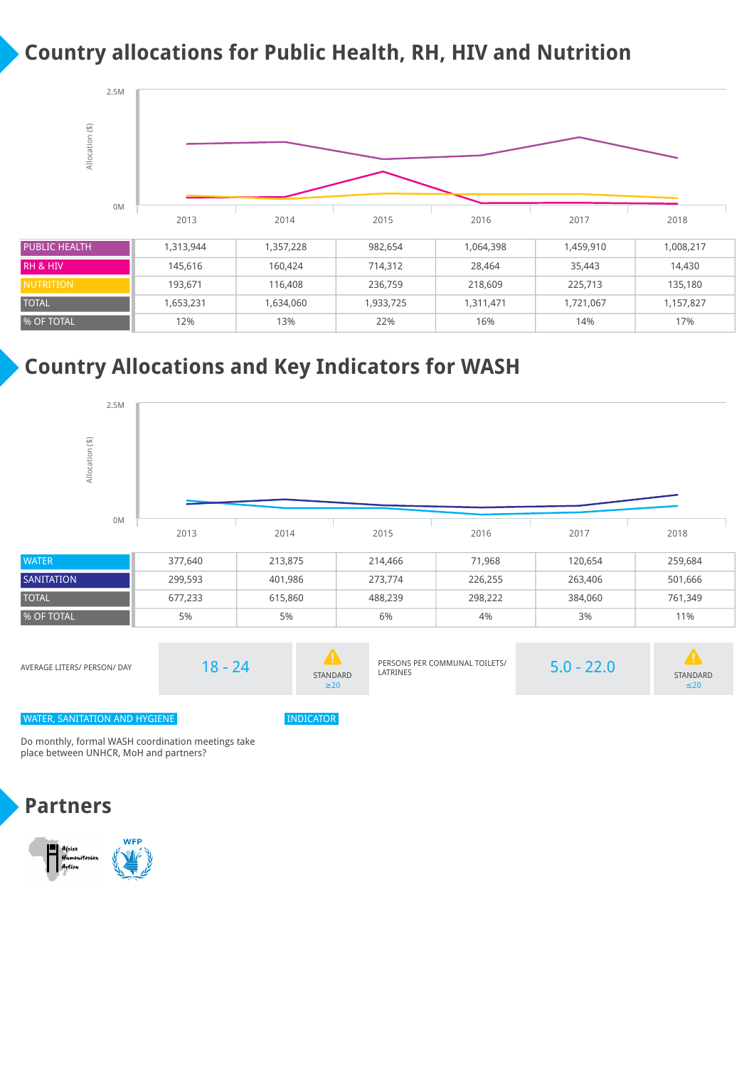## Country allocations for Public Health, RH, HIV and Nutrition

2.5M

Allocation ($)

0M

2013 2014 2015 2016 2017 2018

| | 2013 | 2014 | 2015 | 2016 | 2017 | 2018 |
|---|---|---|---|---|---|---|
| PUBLIC HEALTH | 1,313,944 | 1,357,228 | 982,654 | 1,064,398 | 1,459,910 | 1,008,217 |
| RH & HIV | 145,616 | 160,424 | 714,312 | 28,464 | 35,443 | 14,430 |
| NUTRITION | 193,671 | 116,408 | 236,759 | 218,609 | 225,713 | 135,180 |
| TOTAL | 1,653,231 | 1,634,060 | 1,933,725 | 1,311,471 | 1,721,067 | 1,157,827 |
| % OF TOTAL | 12% | 13% | 22% | 16% | 14% | 17% |

## Country Allocations and Key Indicators for WASH

2.5M

Allocation ($)

0M

2013 2014 2015 2016 2017 2018

| | 2013 | 2014 | 2015 | 2016 | 2017 | 2018 |
|---|---|---|---|---|---|---|
| WATER | 377,640 | 213,875 | 214,466 | 71,968 | 120,654 | 259,684 |
| SANITATION | 299,593 | 401,986 | 273,774 | 226,255 | 263,406 | 501,666 |
| TOTAL | 677,233 | 615,860 | 488,239 | 298,222 | 384,060 | 761,349 |
| % OF TOTAL | 5% | 5% | 6% | 4% | 3% | 11% |

| | | | | | |
|---|---|---|---|---|---|
| AVERAGE LITERS/ PERSON/ DAY | 18 - 24 | STANDARD ≥20 | PERSONS PER COMMUNAL TOILETS/ LATRINES | 5.0 - 22.0 | STANDARD ≤20 |

| WATER, SANITATION AND HYGIENE | INDICATOR |
|---|---|
| Do monthly, formal WASH coordination meetings take place between UNHCR, MoH and partners? | |

## Partners

Africa Humanitarian Action

WFP